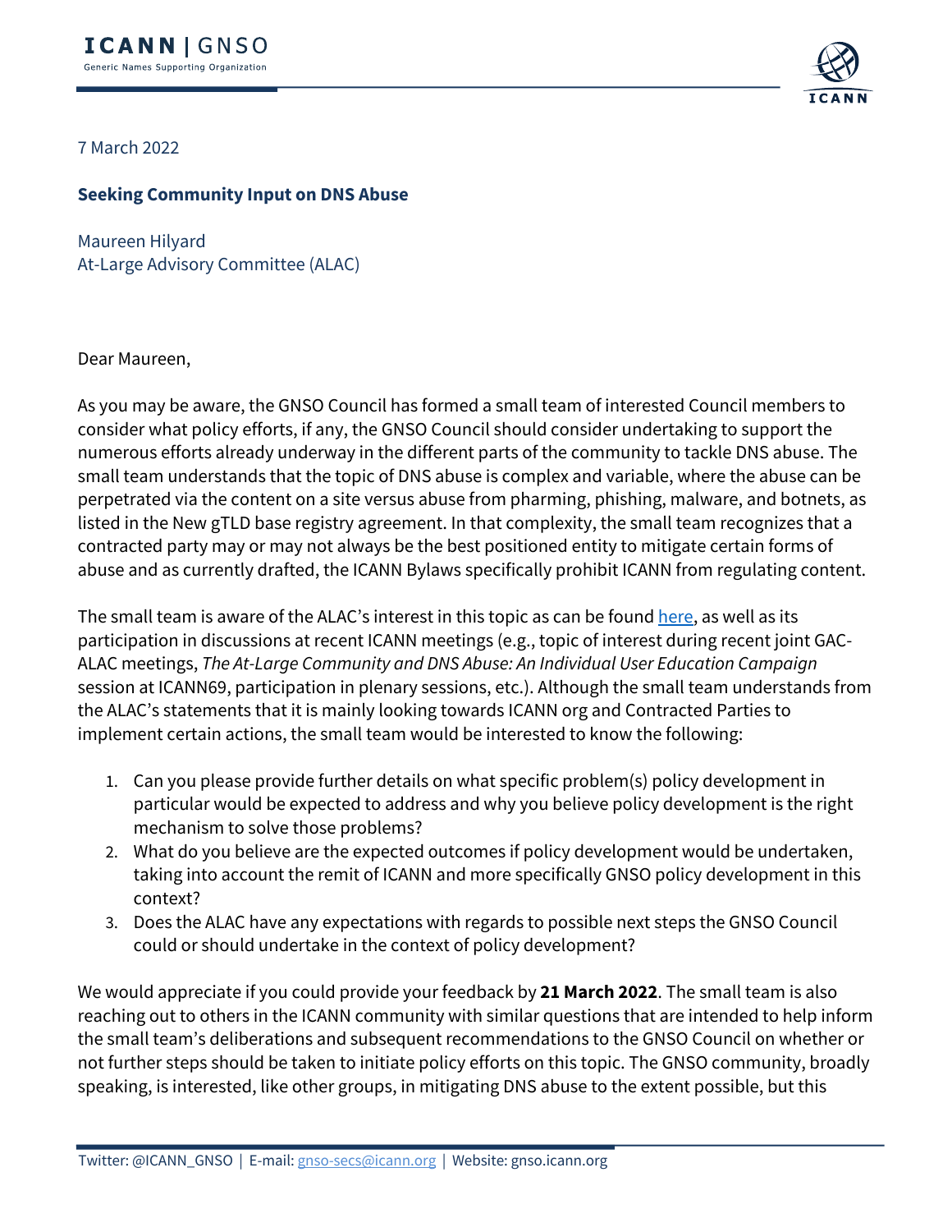7 March 2022

**Seeking Community Input on DNS Abuse**

Maureen Hilyard
At-Large Advisory Committee (ALAC)

Dear Maureen,

As you may be aware, the GNSO Council has formed a small team of interested Council members to consider what policy efforts, if any, the GNSO Council should consider undertaking to support the numerous efforts already underway in the different parts of the community to tackle DNS abuse. The small team understands that the topic of DNS abuse is complex and variable, where the abuse can be perpetrated via the content on a site versus abuse from pharming, phishing, malware, and botnets, as listed in the New gTLD base registry agreement. In that complexity, the small team recognizes that a contracted party may or may not always be the best positioned entity to mitigate certain forms of abuse and as currently drafted, the ICANN Bylaws specifically prohibit ICANN from regulating content.

The small team is aware of the ALAC's interest in this topic as can be found here, as well as its participation in discussions at recent ICANN meetings (e.g., topic of interest during recent joint GAC-ALAC meetings, *The At-Large Community and DNS Abuse: An Individual User Education Campaign* session at ICANN69, participation in plenary sessions, etc.). Although the small team understands from the ALAC's statements that it is mainly looking towards ICANN org and Contracted Parties to implement certain actions, the small team would be interested to know the following:

1. Can you please provide further details on what specific problem(s) policy development in particular would be expected to address and why you believe policy development is the right mechanism to solve those problems?
2. What do you believe are the expected outcomes if policy development would be undertaken, taking into account the remit of ICANN and more specifically GNSO policy development in this context?
3. Does the ALAC have any expectations with regards to possible next steps the GNSO Council could or should undertake in the context of policy development?

We would appreciate if you could provide your feedback by **21 March 2022**. The small team is also reaching out to others in the ICANN community with similar questions that are intended to help inform the small team's deliberations and subsequent recommendations to the GNSO Council on whether or not further steps should be taken to initiate policy efforts on this topic. The GNSO community, broadly speaking, is interested, like other groups, in mitigating DNS abuse to the extent possible, but this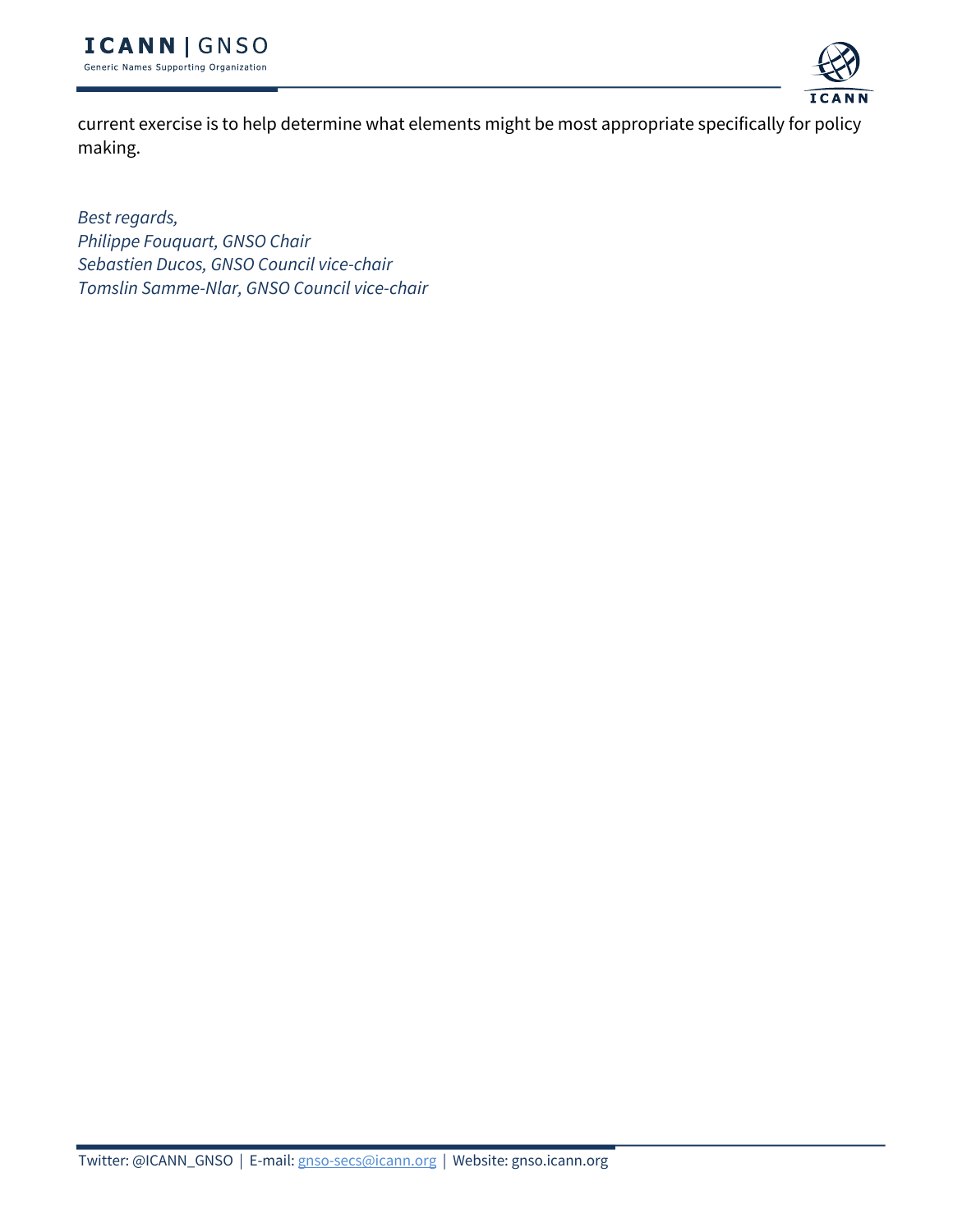current exercise is to help determine what elements might be most appropriate specifically for policy making.

*Best regards,*
*Philippe Fouquart, GNSO Chair*
*Sebastien Ducos, GNSO Council vice-chair*
*Tomslin Samme-Nlar, GNSO Council vice-chair*